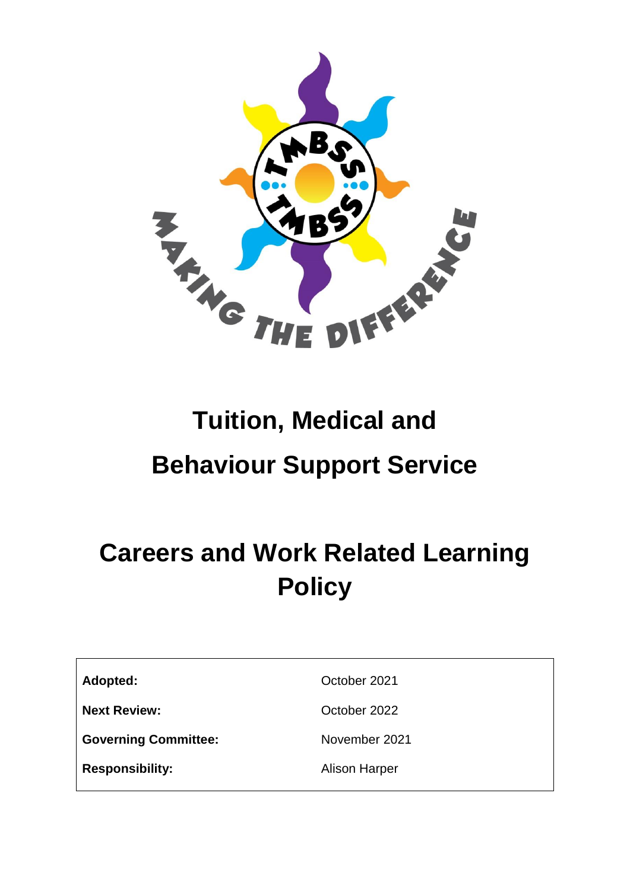# Tuition, Medical and Behaviour Support Service

# Careers and Work Related Learning Policy

| | |
|---|---|
| **Adopted:** | October 2021 |
| **Next Review:** | October 2022 |
| **Governing Committee:** | November 2021 |
| **Responsibility:** | Alison Harper |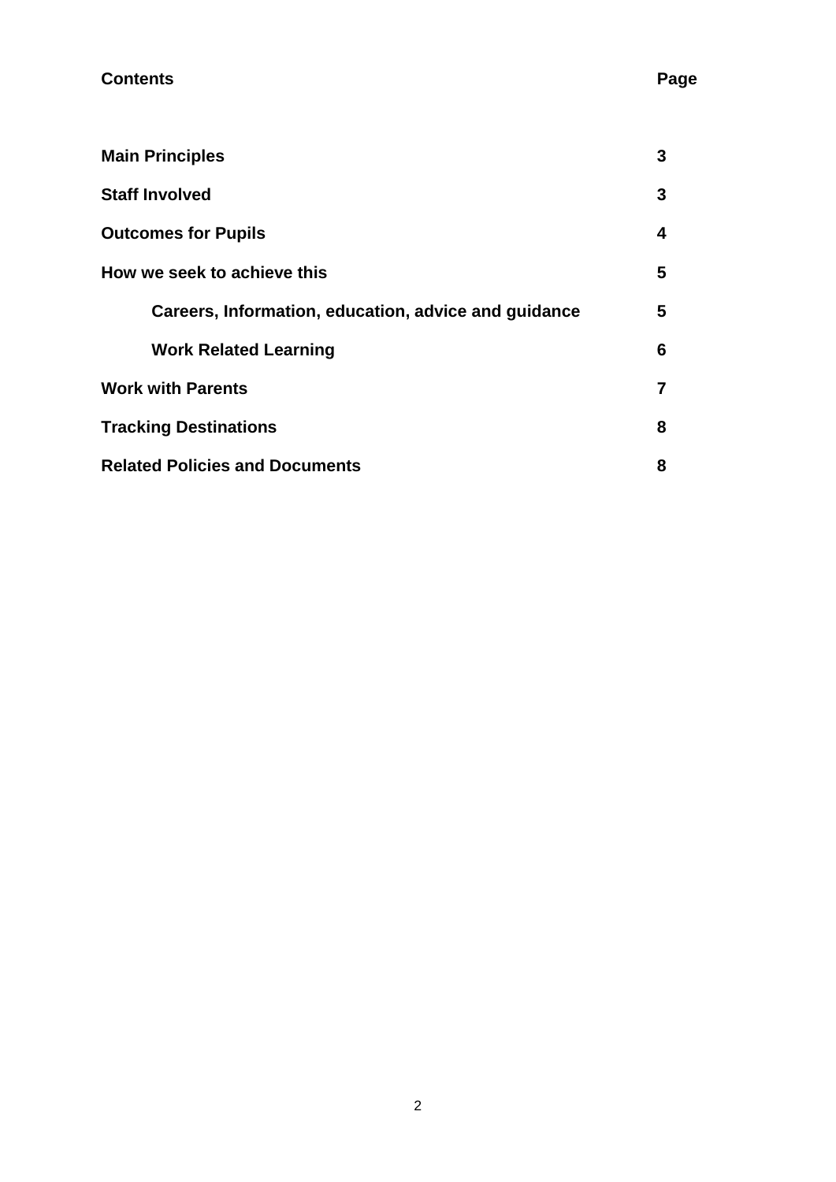| **Contents** | **Page** |
|---|---|
| **Main Principles** | **3** |
| **Staff Involved** | **3** |
| **Outcomes for Pupils** | **4** |
| **How we seek to achieve this** | **5** |
| **Careers, Information, education, advice and guidance** | **5** |
| **Work Related Learning** | **6** |
| **Work with Parents** | **7** |
| **Tracking Destinations** | **8** |
| **Related Policies and Documents** | **8** |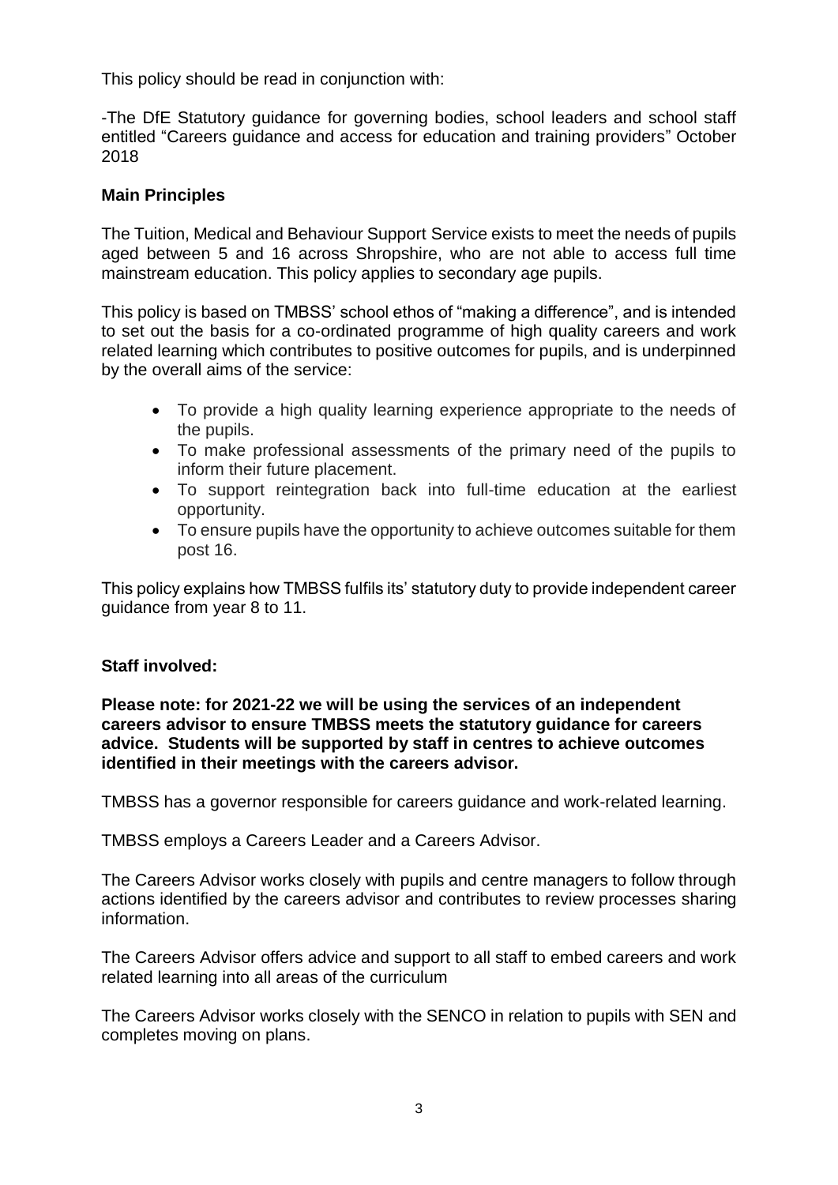This policy should be read in conjunction with:

-The DfE Statutory guidance for governing bodies, school leaders and school staff entitled "Careers guidance and access for education and training providers" October 2018

**Main Principles**

The Tuition, Medical and Behaviour Support Service exists to meet the needs of pupils aged between 5 and 16 across Shropshire, who are not able to access full time mainstream education. This policy applies to secondary age pupils.

This policy is based on TMBSS' school ethos of "making a difference", and is intended to set out the basis for a co-ordinated programme of high quality careers and work related learning which contributes to positive outcomes for pupils, and is underpinned by the overall aims of the service:

- To provide a high quality learning experience appropriate to the needs of the pupils.
- To make professional assessments of the primary need of the pupils to inform their future placement.
- To support reintegration back into full-time education at the earliest opportunity.
- To ensure pupils have the opportunity to achieve outcomes suitable for them post 16.

This policy explains how TMBSS fulfils its' statutory duty to provide independent career guidance from year 8 to 11.

**Staff involved:**

**Please note: for 2021-22 we will be using the services of an independent careers advisor to ensure TMBSS meets the statutory guidance for careers advice. Students will be supported by staff in centres to achieve outcomes identified in their meetings with the careers advisor.**

TMBSS has a governor responsible for careers guidance and work-related learning.

TMBSS employs a Careers Leader and a Careers Advisor.

The Careers Advisor works closely with pupils and centre managers to follow through actions identified by the careers advisor and contributes to review processes sharing information.

The Careers Advisor offers advice and support to all staff to embed careers and work related learning into all areas of the curriculum

The Careers Advisor works closely with the SENCO in relation to pupils with SEN and completes moving on plans.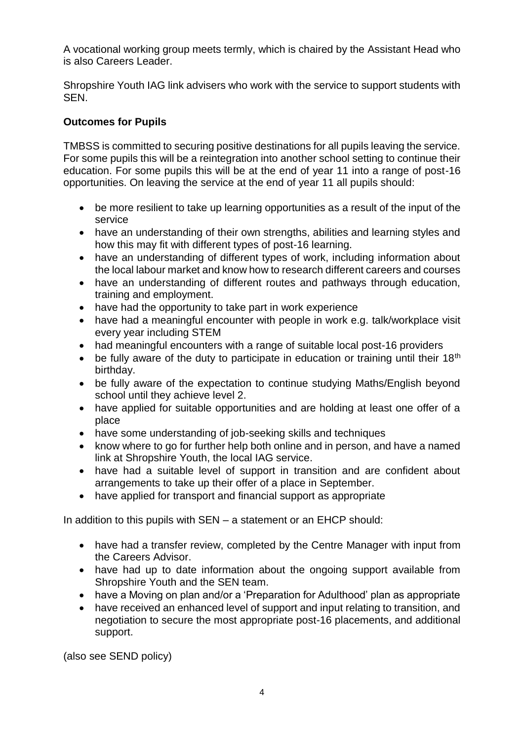A vocational working group meets termly, which is chaired by the Assistant Head who is also Careers Leader.

Shropshire Youth IAG link advisers who work with the service to support students with SEN.

**Outcomes for Pupils**

TMBSS is committed to securing positive destinations for all pupils leaving the service. For some pupils this will be a reintegration into another school setting to continue their education. For some pupils this will be at the end of year 11 into a range of post-16 opportunities. On leaving the service at the end of year 11 all pupils should:

- be more resilient to take up learning opportunities as a result of the input of the service
- have an understanding of their own strengths, abilities and learning styles and how this may fit with different types of post-16 learning.
- have an understanding of different types of work, including information about the local labour market and know how to research different careers and courses
- have an understanding of different routes and pathways through education, training and employment.
- have had the opportunity to take part in work experience
- have had a meaningful encounter with people in work e.g. talk/workplace visit every year including STEM
- had meaningful encounters with a range of suitable local post-16 providers
- be fully aware of the duty to participate in education or training until their 18th birthday.
- be fully aware of the expectation to continue studying Maths/English beyond school until they achieve level 2.
- have applied for suitable opportunities and are holding at least one offer of a place
- have some understanding of job-seeking skills and techniques
- know where to go for further help both online and in person, and have a named link at Shropshire Youth, the local IAG service.
- have had a suitable level of support in transition and are confident about arrangements to take up their offer of a place in September.
- have applied for transport and financial support as appropriate

In addition to this pupils with SEN – a statement or an EHCP should:

- have had a transfer review, completed by the Centre Manager with input from the Careers Advisor.
- have had up to date information about the ongoing support available from Shropshire Youth and the SEN team.
- have a Moving on plan and/or a 'Preparation for Adulthood' plan as appropriate
- have received an enhanced level of support and input relating to transition, and negotiation to secure the most appropriate post-16 placements, and additional support.

(also see SEND policy)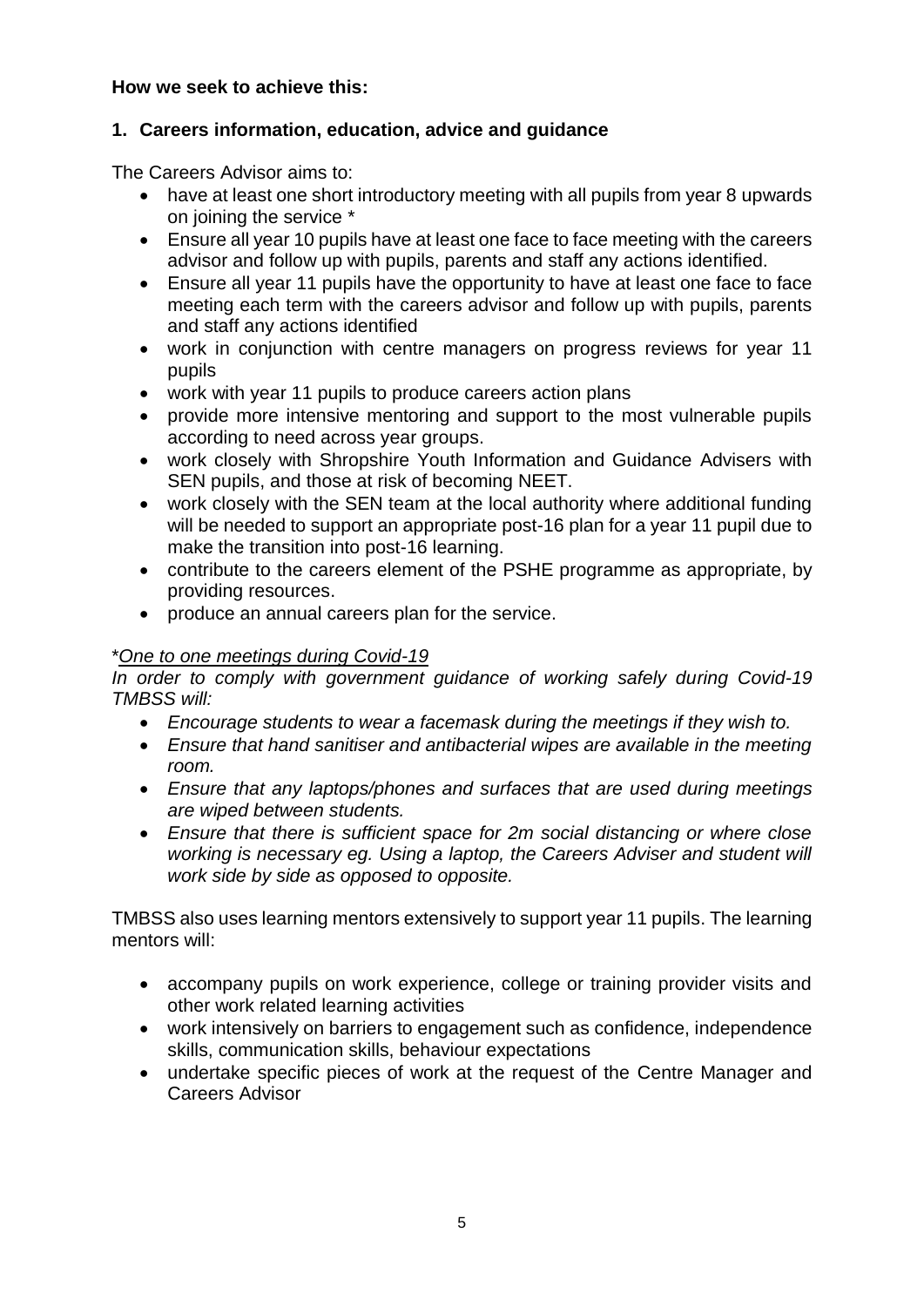**How we seek to achieve this:**

## 1. Careers information, education, advice and guidance

The Careers Advisor aims to:

- have at least one short introductory meeting with all pupils from year 8 upwards on joining the service *
- Ensure all year 10 pupils have at least one face to face meeting with the careers advisor and follow up with pupils, parents and staff any actions identified.
- Ensure all year 11 pupils have the opportunity to have at least one face to face meeting each term with the careers advisor and follow up with pupils, parents and staff any actions identified
- work in conjunction with centre managers on progress reviews for year 11 pupils
- work with year 11 pupils to produce careers action plans
- provide more intensive mentoring and support to the most vulnerable pupils according to need across year groups.
- work closely with Shropshire Youth Information and Guidance Advisers with SEN pupils, and those at risk of becoming NEET.
- work closely with the SEN team at the local authority where additional funding will be needed to support an appropriate post-16 plan for a year 11 pupil due to make the transition into post-16 learning.
- contribute to the careers element of the PSHE programme as appropriate, by providing resources.
- produce an annual careers plan for the service.

*\**<u>*One to one meetings during Covid-19*</u>

*In order to comply with government guidance of working safely during Covid-19 TMBSS will:*

- *Encourage students to wear a facemask during the meetings if they wish to.*
- *Ensure that hand sanitiser and antibacterial wipes are available in the meeting room.*
- *Ensure that any laptops/phones and surfaces that are used during meetings are wiped between students.*
- *Ensure that there is sufficient space for 2m social distancing or where close working is necessary eg. Using a laptop, the Careers Adviser and student will work side by side as opposed to opposite.*

TMBSS also uses learning mentors extensively to support year 11 pupils. The learning mentors will:

- accompany pupils on work experience, college or training provider visits and other work related learning activities
- work intensively on barriers to engagement such as confidence, independence skills, communication skills, behaviour expectations
- undertake specific pieces of work at the request of the Centre Manager and Careers Advisor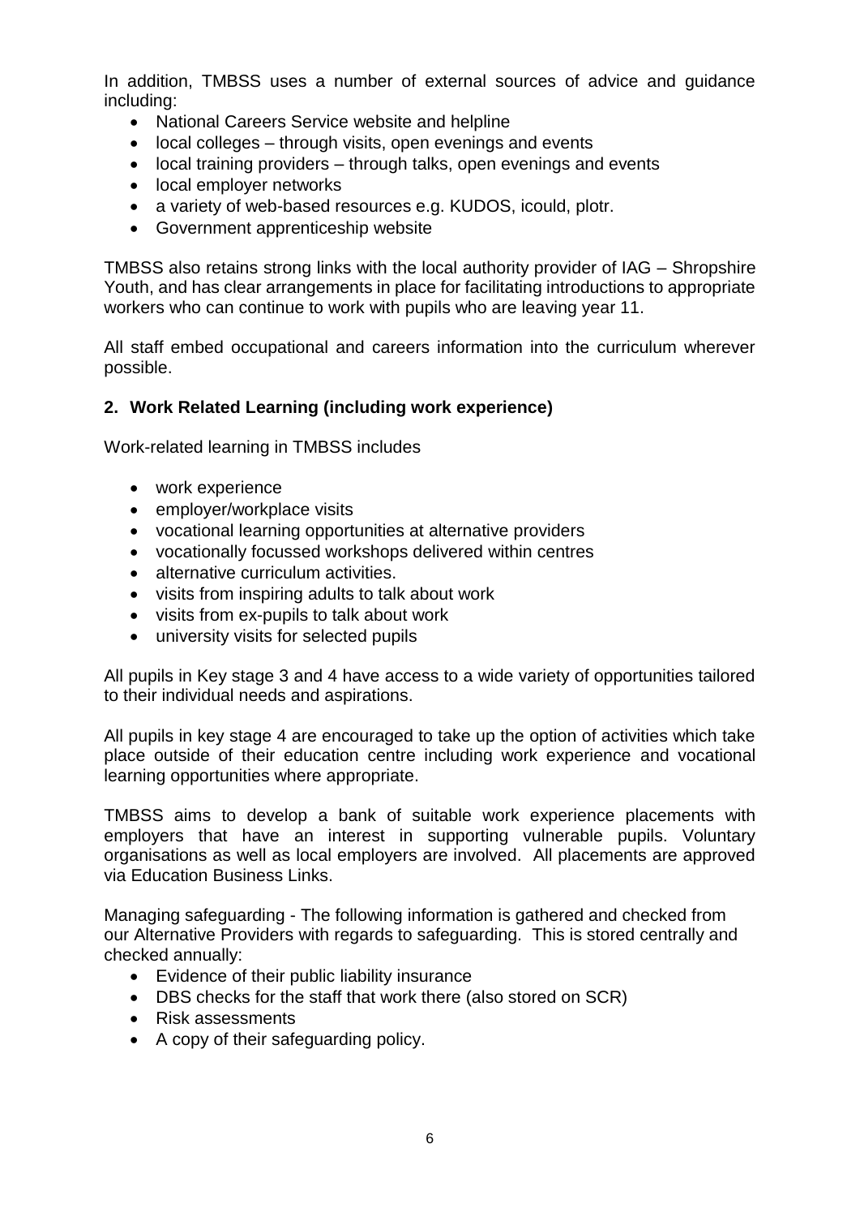In addition, TMBSS uses a number of external sources of advice and guidance including:

- National Careers Service website and helpline
- local colleges – through visits, open evenings and events
- local training providers – through talks, open evenings and events
- local employer networks
- a variety of web-based resources e.g. KUDOS, icould, plotr.
- Government apprenticeship website

TMBSS also retains strong links with the local authority provider of IAG – Shropshire Youth, and has clear arrangements in place for facilitating introductions to appropriate workers who can continue to work with pupils who are leaving year 11.

All staff embed occupational and careers information into the curriculum wherever possible.

## 2. Work Related Learning (including work experience)

Work-related learning in TMBSS includes

- work experience
- employer/workplace visits
- vocational learning opportunities at alternative providers
- vocationally focussed workshops delivered within centres
- alternative curriculum activities.
- visits from inspiring adults to talk about work
- visits from ex-pupils to talk about work
- university visits for selected pupils

All pupils in Key stage 3 and 4 have access to a wide variety of opportunities tailored to their individual needs and aspirations.

All pupils in key stage 4 are encouraged to take up the option of activities which take place outside of their education centre including work experience and vocational learning opportunities where appropriate.

TMBSS aims to develop a bank of suitable work experience placements with employers that have an interest in supporting vulnerable pupils. Voluntary organisations as well as local employers are involved. All placements are approved via Education Business Links.

Managing safeguarding - The following information is gathered and checked from our Alternative Providers with regards to safeguarding. This is stored centrally and checked annually:

- Evidence of their public liability insurance
- DBS checks for the staff that work there (also stored on SCR)
- Risk assessments
- A copy of their safeguarding policy.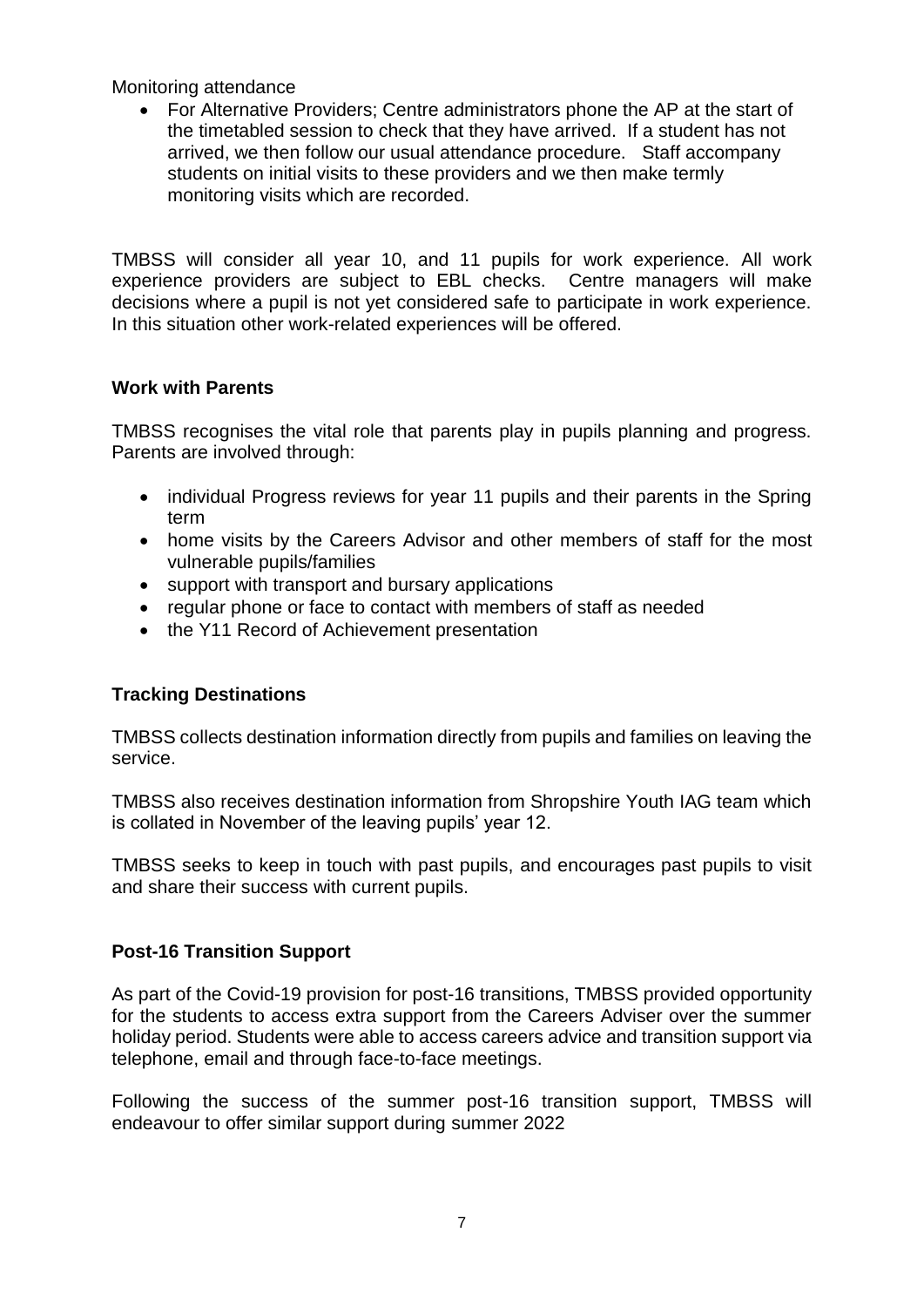Monitoring attendance

- For Alternative Providers; Centre administrators phone the AP at the start of the timetabled session to check that they have arrived. If a student has not arrived, we then follow our usual attendance procedure. Staff accompany students on initial visits to these providers and we then make termly monitoring visits which are recorded.

TMBSS will consider all year 10, and 11 pupils for work experience. All work experience providers are subject to EBL checks. Centre managers will make decisions where a pupil is not yet considered safe to participate in work experience. In this situation other work-related experiences will be offered.

**Work with Parents**

TMBSS recognises the vital role that parents play in pupils planning and progress. Parents are involved through:

- individual Progress reviews for year 11 pupils and their parents in the Spring term
- home visits by the Careers Advisor and other members of staff for the most vulnerable pupils/families
- support with transport and bursary applications
- regular phone or face to contact with members of staff as needed
- the Y11 Record of Achievement presentation

**Tracking Destinations**

TMBSS collects destination information directly from pupils and families on leaving the service.

TMBSS also receives destination information from Shropshire Youth IAG team which is collated in November of the leaving pupils' year 12.

TMBSS seeks to keep in touch with past pupils, and encourages past pupils to visit and share their success with current pupils.

**Post-16 Transition Support**

As part of the Covid-19 provision for post-16 transitions, TMBSS provided opportunity for the students to access extra support from the Careers Adviser over the summer holiday period. Students were able to access careers advice and transition support via telephone, email and through face-to-face meetings.

Following the success of the summer post-16 transition support, TMBSS will endeavour to offer similar support during summer 2022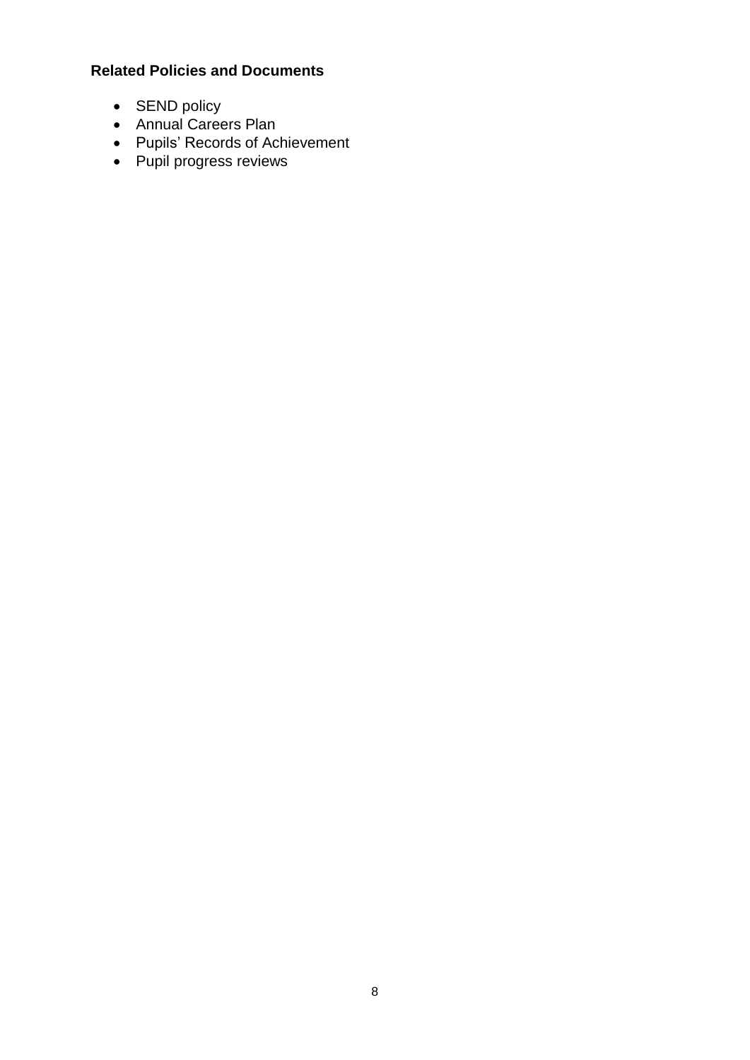### Related Policies and Documents

- SEND policy
- Annual Careers Plan
- Pupils' Records of Achievement
- Pupil progress reviews